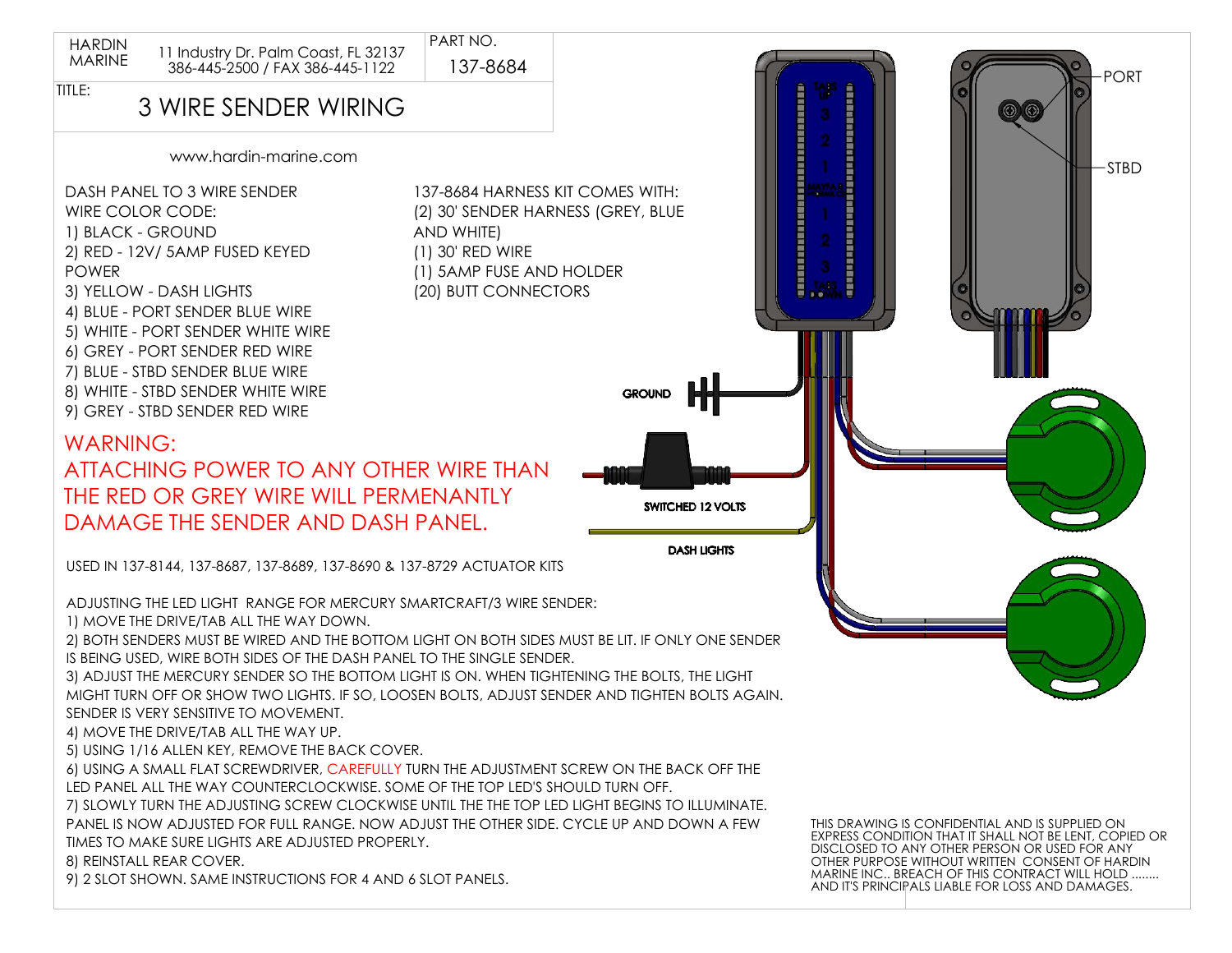HARDIN MARINE | 11 Industry Dr. Palm Coast, FL 32137 | 386-445-2500 / FAX 386-445-1122

PART NO. 137-8684

TITLE:

# 3 WIRE SENDER WIRING

www.hardin-marine.com

DASH PANEL TO 3 WIRE SENDER WIRE COLOR CODE:

1) BLACK - GROUND
2) RED - 12V/ 5AMP FUSED KEYED POWER
3) YELLOW - DASH LIGHTS
4) BLUE - PORT SENDER BLUE WIRE
5) WHITE - PORT SENDER WHITE WIRE
6) GREY - PORT SENDER RED WIRE
7) BLUE - STBD SENDER BLUE WIRE
8) WHITE - STBD SENDER WHITE WIRE
9) GREY - STBD SENDER RED WIRE

137-8684 HARNESS KIT COMES WITH:

(2) 30' SENDER HARNESS (GREY, BLUE AND WHITE)
(1) 30' RED WIRE
(1) 5AMP FUSE AND HOLDER
(20) BUTT CONNECTORS

WARNING:
ATTACHING POWER TO ANY OTHER WIRE THAN THE RED OR GREY WIRE WILL PERMENANTLY DAMAGE THE SENDER AND DASH PANEL.

GROUND

SWITCHED 12 VOLTS

DASH LIGHTS

PORT

STBD

USED IN 137-8144, 137-8687, 137-8689, 137-8690 & 137-8729 ACTUATOR KITS

ADJUSTING THE LED LIGHT RANGE FOR MERCURY SMARTCRAFT/3 WIRE SENDER:

1) MOVE THE DRIVE/TAB ALL THE WAY DOWN.
2) BOTH SENDERS MUST BE WIRED AND THE BOTTOM LIGHT ON BOTH SIDES MUST BE LIT. IF ONLY ONE SENDER IS BEING USED, WIRE BOTH SIDES OF THE DASH PANEL TO THE SINGLE SENDER.
3) ADJUST THE MERCURY SENDER SO THE BOTTOM LIGHT IS ON. WHEN TIGHTENING THE BOLTS, THE LIGHT MIGHT TURN OFF OR SHOW TWO LIGHTS. IF SO, LOOSEN BOLTS, ADJUST SENDER AND TIGHTEN BOLTS AGAIN. SENDER IS VERY SENSITIVE TO MOVEMENT.
4) MOVE THE DRIVE/TAB ALL THE WAY UP.
5) USING 1/16 ALLEN KEY, REMOVE THE BACK COVER.
6) USING A SMALL FLAT SCREWDRIVER, CAREFULLY TURN THE ADJUSTMENT SCREW ON THE BACK OFF THE LED PANEL ALL THE WAY COUNTERCLOCKWISE. SOME OF THE TOP LED'S SHOULD TURN OFF.
7) SLOWLY TURN THE ADJUSTING SCREW CLOCKWISE UNTIL THE THE TOP LED LIGHT BEGINS TO ILLUMINATE. PANEL IS NOW ADJUSTED FOR FULL RANGE. NOW ADJUST THE OTHER SIDE. CYCLE UP AND DOWN A FEW TIMES TO MAKE SURE LIGHTS ARE ADJUSTED PROPERLY.
8) REINSTALL REAR COVER.
9) 2 SLOT SHOWN. SAME INSTRUCTIONS FOR 4 AND 6 SLOT PANELS.

THIS DRAWING IS CONFIDENTIAL AND IS SUPPLIED ON EXPRESS CONDITION THAT IT SHALL NOT BE LENT, COPIED OR DISCLOSED TO ANY OTHER PERSON OR USED FOR ANY OTHER PURPOSE WITHOUT WRITTEN CONSENT OF HARDIN MARINE INC.. BREACH OF THIS CONTRACT WILL HOLD ........ AND IT'S PRINCIPALS LIABLE FOR LOSS AND DAMAGES.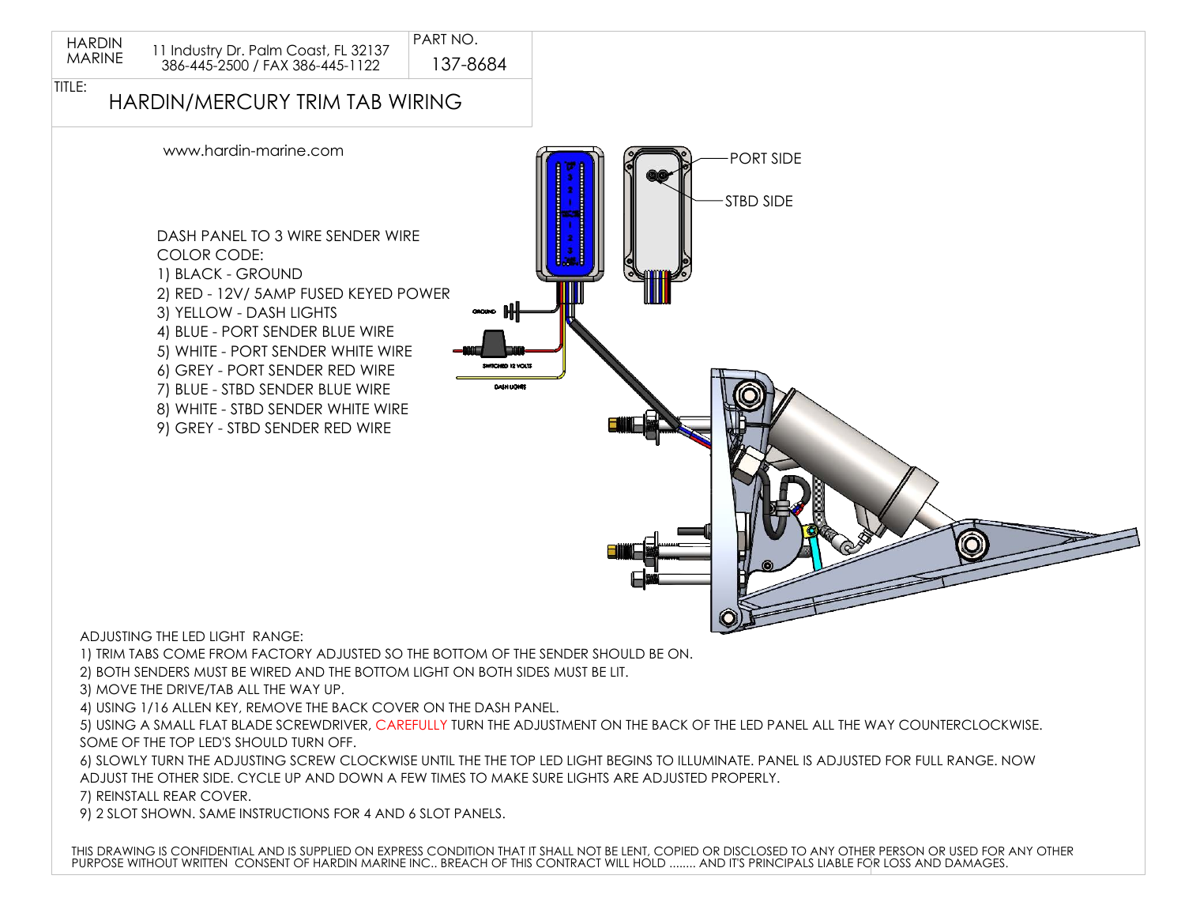HARDIN MARINE

11 Industry Dr. Palm Coast, FL 32137
386-445-2500 / FAX 386-445-1122

PART NO.
137-8684

TITLE:

# HARDIN/MERCURY TRIM TAB WIRING

www.hardin-marine.com

DASH PANEL TO 3 WIRE SENDER WIRE
COLOR CODE:

1) BLACK - GROUND
2) RED - 12V/ 5AMP FUSED KEYED POWER
3) YELLOW - DASH LIGHTS
4) BLUE - PORT SENDER BLUE WIRE
5) WHITE - PORT SENDER WHITE WIRE
6) GREY - PORT SENDER RED WIRE
7) BLUE - STBD SENDER BLUE WIRE
8) WHITE - STBD SENDER WHITE WIRE
9) GREY - STBD SENDER RED WIRE

PORT SIDE

STBD SIDE

GROUND

SWITCHED 12 VOLTS

DASH LIGHTS

ADJUSTING THE LED LIGHT RANGE:

1) TRIM TABS COME FROM FACTORY ADJUSTED SO THE BOTTOM OF THE SENDER SHOULD BE ON.
2) BOTH SENDERS MUST BE WIRED AND THE BOTTOM LIGHT ON BOTH SIDES MUST BE LIT.
3) MOVE THE DRIVE/TAB ALL THE WAY UP.
4) USING 1/16 ALLEN KEY, REMOVE THE BACK COVER ON THE DASH PANEL.
5) USING A SMALL FLAT BLADE SCREWDRIVER, CAREFULLY TURN THE ADJUSTMENT ON THE BACK OF THE LED PANEL ALL THE WAY COUNTERCLOCKWISE. SOME OF THE TOP LED'S SHOULD TURN OFF.
6) SLOWLY TURN THE ADJUSTING SCREW CLOCKWISE UNTIL THE THE TOP LED LIGHT BEGINS TO ILLUMINATE. PANEL IS ADJUSTED FOR FULL RANGE. NOW ADJUST THE OTHER SIDE. CYCLE UP AND DOWN A FEW TIMES TO MAKE SURE LIGHTS ARE ADJUSTED PROPERLY.
7) REINSTALL REAR COVER.
9) 2 SLOT SHOWN. SAME INSTRUCTIONS FOR 4 AND 6 SLOT PANELS.

THIS DRAWING IS CONFIDENTIAL AND IS SUPPLIED ON EXPRESS CONDITION THAT IT SHALL NOT BE LENT, COPIED OR DISCLOSED TO ANY OTHER PERSON OR USED FOR ANY OTHER PURPOSE WITHOUT WRITTEN CONSENT OF HARDIN MARINE INC.. BREACH OF THIS CONTRACT WILL HOLD ........ AND IT'S PRINCIPALS LIABLE FOR LOSS AND DAMAGES.